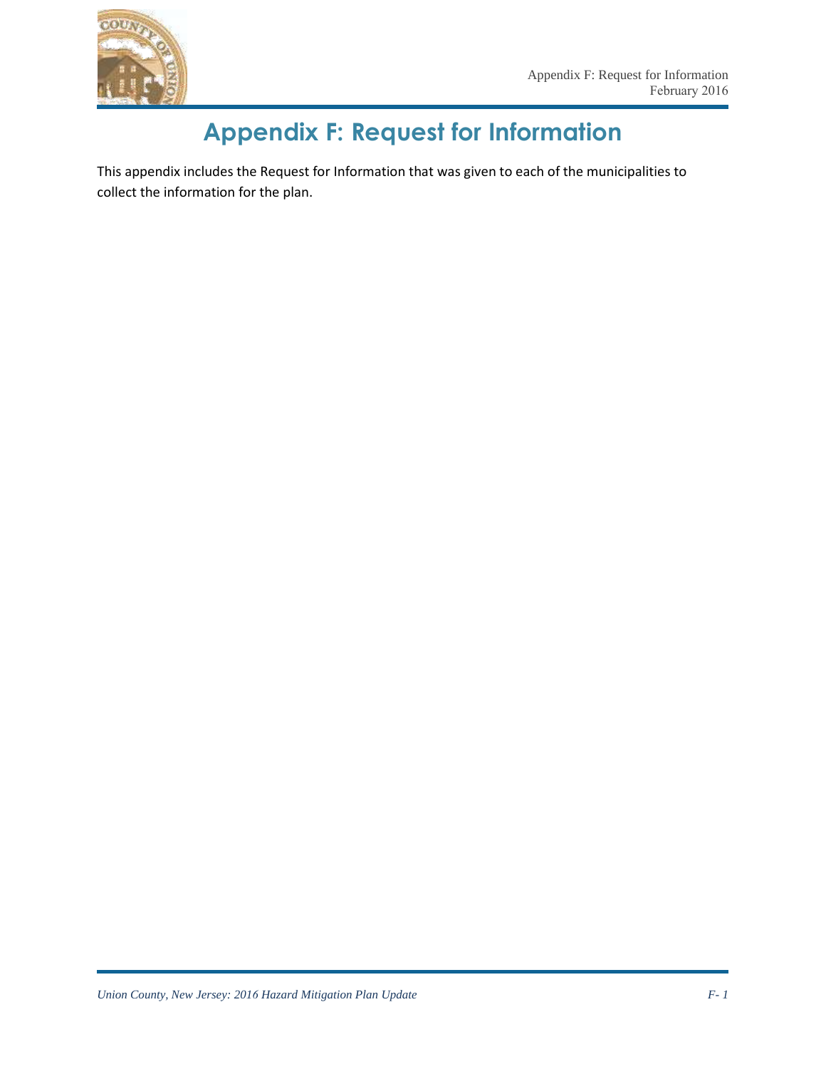# Appendix F: Request for Information

This appendix includes the Request for Information that was given to each of the municipalities to collect the information for the plan.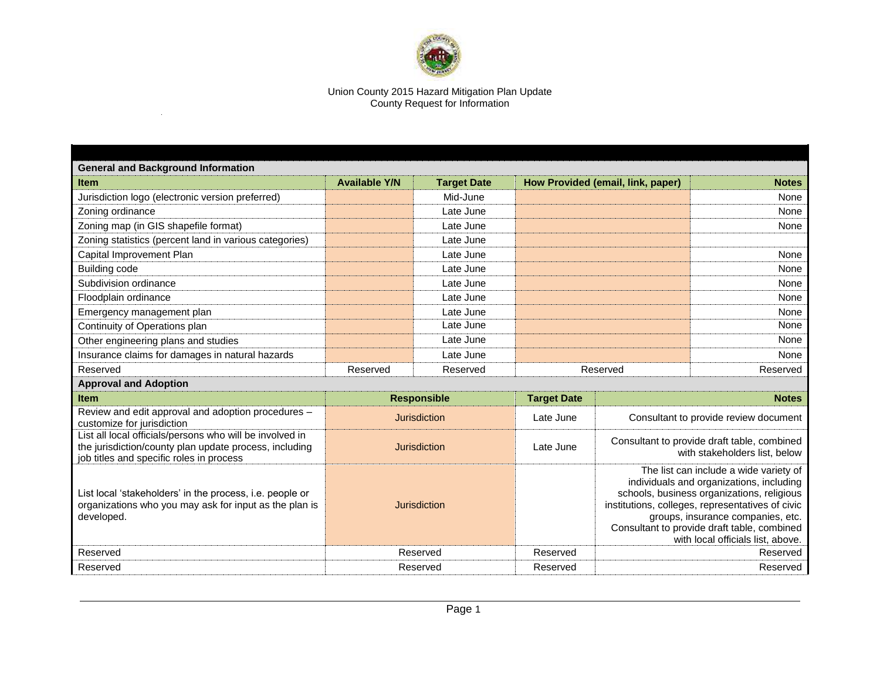Union County 2015 Hazard Mitigation Plan Update
County Request for Information

| General and Background Information | | | | |
|---|---|---|---|---|
| **Item** | **Available Y/N** | **Target Date** | **How Provided (email, link, paper)** | **Notes** |
| Jurisdiction logo (electronic version preferred) | | Mid-June | | None |
| Zoning ordinance | | Late June | | None |
| Zoning map (in GIS shapefile format) | | Late June | | None |
| Zoning statistics (percent land in various categories) | | Late June | | |
| Capital Improvement Plan | | Late June | | None |
| Building code | | Late June | | None |
| Subdivision ordinance | | Late June | | None |
| Floodplain ordinance | | Late June | | None |
| Emergency management plan | | Late June | | None |
| Continuity of Operations plan | | Late June | | None |
| Other engineering plans and studies | | Late June | | None |
| Insurance claims for damages in natural hazards | | Late June | | None |
| Reserved | Reserved | Reserved | Reserved | Reserved |

| Approval and Adoption | | | |
|---|---|---|---|
| **Item** | **Responsible** | **Target Date** | **Notes** |
| Review and edit approval and adoption procedures – customize for jurisdiction | Jurisdiction | Late June | Consultant to provide review document |
| List all local officials/persons who will be involved in the jurisdiction/county plan update process, including job titles and specific roles in process | Jurisdiction | Late June | Consultant to provide draft table, combined with stakeholders list, below |
| List local 'stakeholders' in the process, i.e. people or organizations who you may ask for input as the plan is developed. | Jurisdiction | | The list can include a wide variety of individuals and organizations, including schools, business organizations, religious institutions, colleges, representatives of civic groups, insurance companies, etc. Consultant to provide draft table, combined with local officials list, above. |
| Reserved | Reserved | Reserved | Reserved |
| Reserved | Reserved | Reserved | Reserved |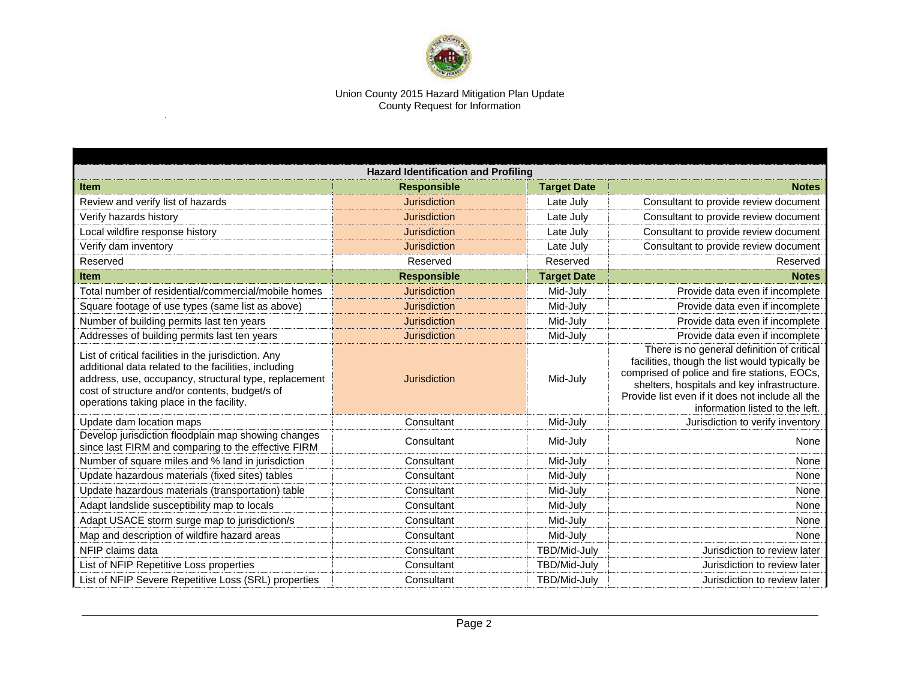Union County 2015 Hazard Mitigation Plan Update
County Request for Information

| Hazard Identification and Profiling | | | |
|---|---|---|---|
| **Item** | **Responsible** | **Target Date** | **Notes** |
| Review and verify list of hazards | Jurisdiction | Late July | Consultant to provide review document |
| Verify hazards history | Jurisdiction | Late July | Consultant to provide review document |
| Local wildfire response history | Jurisdiction | Late July | Consultant to provide review document |
| Verify dam inventory | Jurisdiction | Late July | Consultant to provide review document |
| Reserved | Reserved | Reserved | Reserved |
| **Item** | **Responsible** | **Target Date** | **Notes** |
| Total number of residential/commercial/mobile homes | Jurisdiction | Mid-July | Provide data even if incomplete |
| Square footage of use types (same list as above) | Jurisdiction | Mid-July | Provide data even if incomplete |
| Number of building permits last ten years | Jurisdiction | Mid-July | Provide data even if incomplete |
| Addresses of building permits last ten years | Jurisdiction | Mid-July | Provide data even if incomplete |
| List of critical facilities in the jurisdiction. Any additional data related to the facilities, including address, use, occupancy, structural type, replacement cost of structure and/or contents, budget/s of operations taking place in the facility. | Jurisdiction | Mid-July | There is no general definition of critical facilities, though the list would typically be comprised of police and fire stations, EOCs, shelters, hospitals and key infrastructure. Provide list even if it does not include all the information listed to the left. |
| Update dam location maps | Consultant | Mid-July | Jurisdiction to verify inventory |
| Develop jurisdiction floodplain map showing changes since last FIRM and comparing to the effective FIRM | Consultant | Mid-July | None |
| Number of square miles and % land in jurisdiction | Consultant | Mid-July | None |
| Update hazardous materials (fixed sites) tables | Consultant | Mid-July | None |
| Update hazardous materials (transportation) table | Consultant | Mid-July | None |
| Adapt landslide susceptibility map to locals | Consultant | Mid-July | None |
| Adapt USACE storm surge map to jurisdiction/s | Consultant | Mid-July | None |
| Map and description of wildfire hazard areas | Consultant | Mid-July | None |
| NFIP claims data | Consultant | TBD/Mid-July | Jurisdiction to review later |
| List of NFIP Repetitive Loss properties | Consultant | TBD/Mid-July | Jurisdiction to review later |
| List of NFIP Severe Repetitive Loss (SRL) properties | Consultant | TBD/Mid-July | Jurisdiction to review later |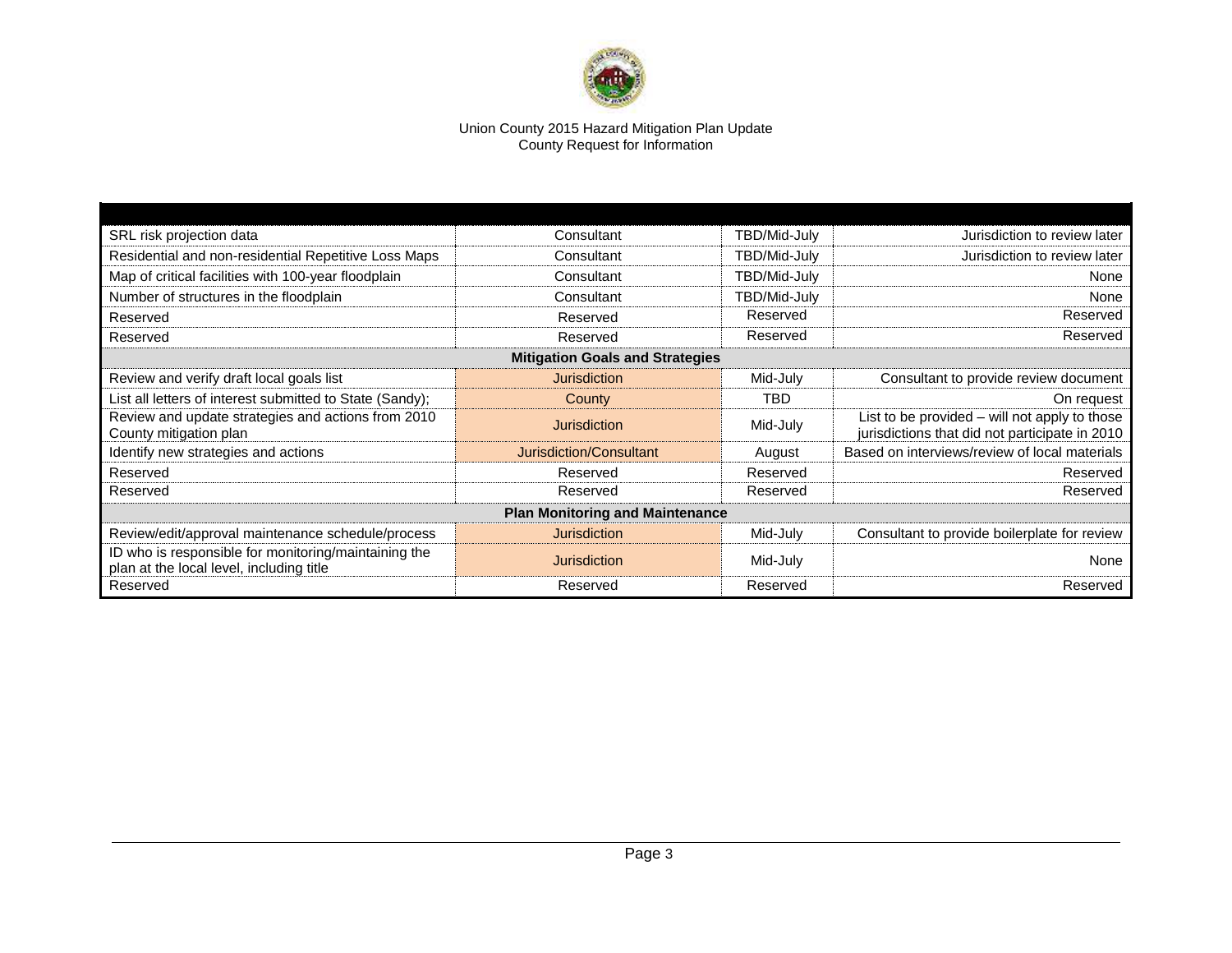Union County 2015 Hazard Mitigation Plan Update
County Request for Information

| | | | |
|---|---|---|---|
| SRL risk projection data | Consultant | TBD/Mid-July | Jurisdiction to review later |
| Residential and non-residential Repetitive Loss Maps | Consultant | TBD/Mid-July | Jurisdiction to review later |
| Map of critical facilities with 100-year floodplain | Consultant | TBD/Mid-July | None |
| Number of structures in the floodplain | Consultant | TBD/Mid-July | None |
| Reserved | Reserved | Reserved | Reserved |
| Reserved | Reserved | Reserved | Reserved |
| **Mitigation Goals and Strategies** | | | |
| Review and verify draft local goals list | Jurisdiction | Mid-July | Consultant to provide review document |
| List all letters of interest submitted to State (Sandy); | County | TBD | On request |
| Review and update strategies and actions from 2010 County mitigation plan | Jurisdiction | Mid-July | List to be provided – will not apply to those jurisdictions that did not participate in 2010 |
| Identify new strategies and actions | Jurisdiction/Consultant | August | Based on interviews/review of local materials |
| Reserved | Reserved | Reserved | Reserved |
| Reserved | Reserved | Reserved | Reserved |
| **Plan Monitoring and Maintenance** | | | |
| Review/edit/approval maintenance schedule/process | Jurisdiction | Mid-July | Consultant to provide boilerplate for review |
| ID who is responsible for monitoring/maintaining the plan at the local level, including title | Jurisdiction | Mid-July | None |
| Reserved | Reserved | Reserved | Reserved |